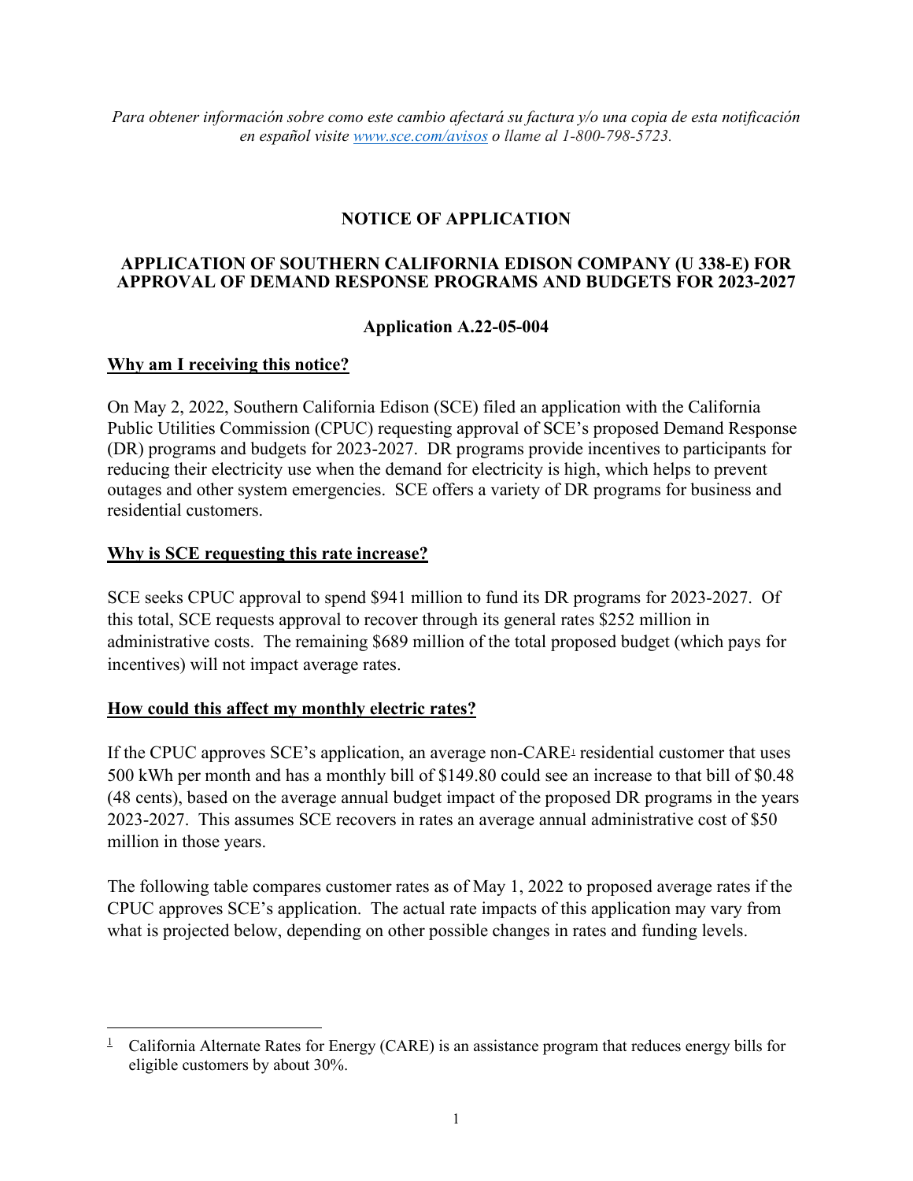*Para obtener información sobre como este cambio afectará su factura y/o una copia de esta notificación en español visite [www.sce.com/avisos](http://www.sce.com/avisos) o llame al 1-800-798-5723.*

# NOTICE OF APPLICATION

## APPLICATION OF SOUTHERN CALIFORNIA EDISON COMPANY (U 338-E) FOR APPROVAL OF DEMAND RESPONSE PROGRAMS AND BUDGETS FOR 2023-2027

## Application A.22-05-004

### Why am I receiving this notice?

On May 2, 2022, Southern California Edison (SCE) filed an application with the California Public Utilities Commission (CPUC) requesting approval of SCE's proposed Demand Response (DR) programs and budgets for 2023-2027. DR programs provide incentives to participants for reducing their electricity use when the demand for electricity is high, which helps to prevent outages and other system emergencies. SCE offers a variety of DR programs for business and residential customers.

### Why is SCE requesting this rate increase?

SCE seeks CPUC approval to spend $941 million to fund its DR programs for 2023-2027. Of this total, SCE requests approval to recover through its general rates $252 million in administrative costs. The remaining $689 million of the total proposed budget (which pays for incentives) will not impact average rates.

### How could this affect my monthly electric rates?

If the CPUC approves SCE's application, an average non-CARE[1] residential customer that uses 500 kWh per month and has a monthly bill of $149.80 could see an increase to that bill of $0.48 (48 cents), based on the average annual budget impact of the proposed DR programs in the years 2023-2027. This assumes SCE recovers in rates an average annual administrative cost of $50 million in those years.

The following table compares customer rates as of May 1, 2022 to proposed average rates if the CPUC approves SCE's application. The actual rate impacts of this application may vary from what is projected below, depending on other possible changes in rates and funding levels.

---

[1] California Alternate Rates for Energy (CARE) is an assistance program that reduces energy bills for eligible customers by about 30%.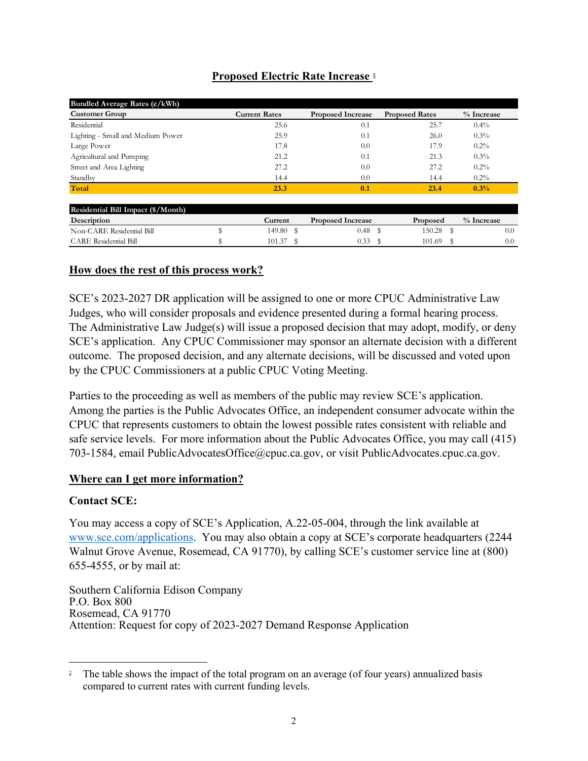## Proposed Electric Rate Increase [2]

| Bundled Average Rates (¢/kWh) | | | | |
|---|---|---|---|---|
| **Customer Group** | **Current Rates** | **Proposed Increase** | **Proposed Rates** | **% Increase** |
| Residential | 25.6 | 0.1 | 25.7 | 0.4% |
| Lighting - Small and Medium Power | 25.9 | 0.1 | 26.0 | 0.3% |
| Large Power | 17.8 | 0.0 | 17.9 | 0.2% |
| Agricultural and Pumping | 21.2 | 0.1 | 21.3 | 0.3% |
| Street and Area Lighting | 27.2 | 0.0 | 27.2 | 0.2% |
| Standby | 14.4 | 0.0 | 14.4 | 0.2% |
| **Total** | **23.3** | **0.1** | **23.4** | **0.3%** |

| Residential Bill Impact ($/Month) | | | | |
|---|---|---|---|---|
| **Description** | **Current** | **Proposed Increase** | **Proposed** | **% Increase** |
| Non-CARE Residential Bill | $ 149.80 | $ 0.48 | $ 150.28 | $ 0.0 |
| CARE Residential Bill | $ 101.37 | $ 0.33 | $ 101.69 | $ 0.0 |

## How does the rest of this process work?

SCE's 2023-2027 DR application will be assigned to one or more CPUC Administrative Law Judges, who will consider proposals and evidence presented during a formal hearing process. The Administrative Law Judge(s) will issue a proposed decision that may adopt, modify, or deny SCE's application. Any CPUC Commissioner may sponsor an alternate decision with a different outcome. The proposed decision, and any alternate decisions, will be discussed and voted upon by the CPUC Commissioners at a public CPUC Voting Meeting.

Parties to the proceeding as well as members of the public may review SCE's application. Among the parties is the Public Advocates Office, an independent consumer advocate within the CPUC that represents customers to obtain the lowest possible rates consistent with reliable and safe service levels. For more information about the Public Advocates Office, you may call (415) 703-1584, email PublicAdvocatesOffice@cpuc.ca.gov, or visit PublicAdvocates.cpuc.ca.gov.

## Where can I get more information?

**Contact SCE:**

You may access a copy of SCE's Application, A.22-05-004, through the link available at www.sce.com/applications. You may also obtain a copy at SCE's corporate headquarters (2244 Walnut Grove Avenue, Rosemead, CA 91770), by calling SCE's customer service line at (800) 655-4555, or by mail at:

Southern California Edison Company
P.O. Box 800
Rosemead, CA 91770
Attention: Request for copy of 2023-2027 Demand Response Application

---

[2] The table shows the impact of the total program on an average (of four years) annualized basis compared to current rates with current funding levels.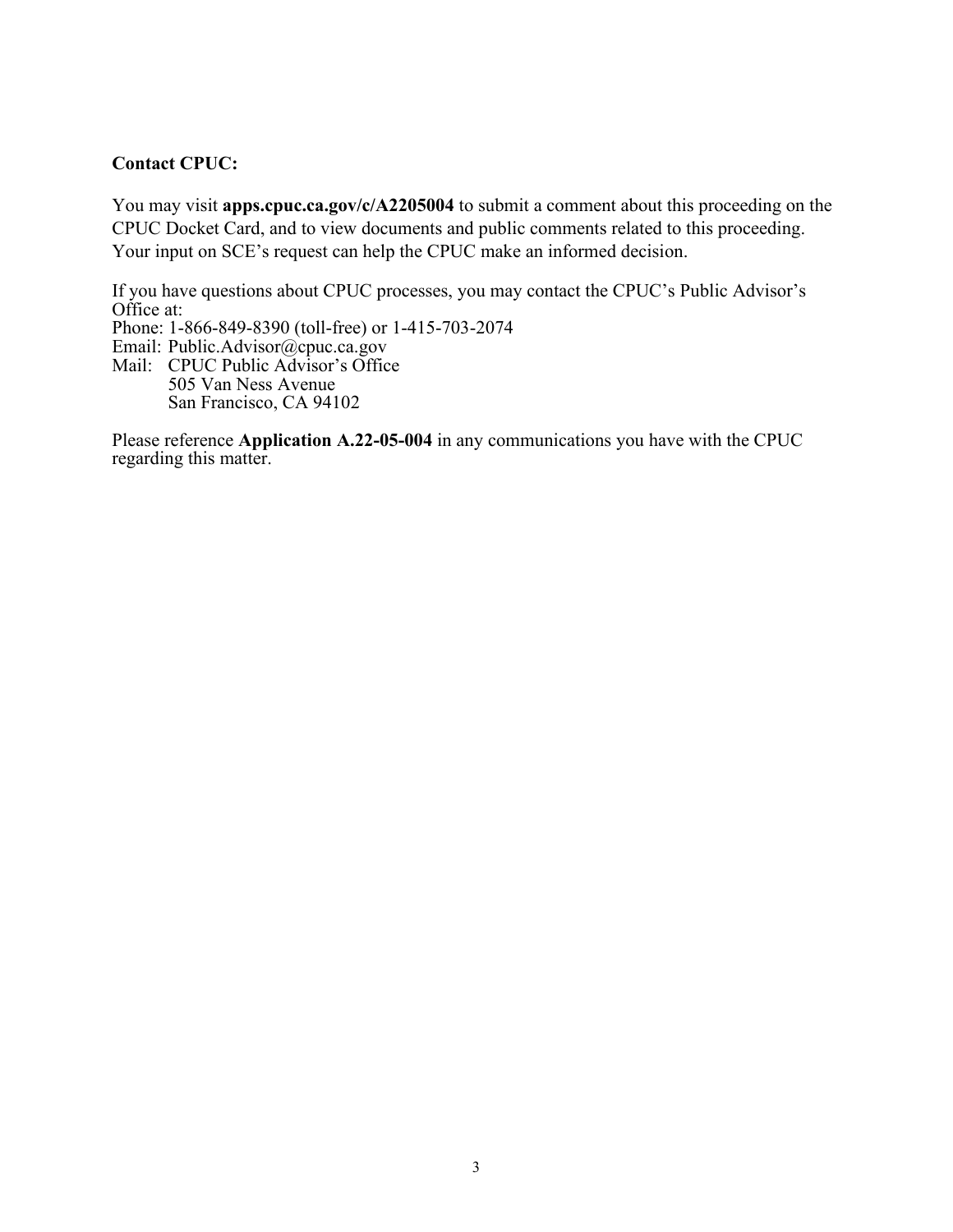**Contact CPUC:**

You may visit **apps.cpuc.ca.gov/c/A2205004** to submit a comment about this proceeding on the CPUC Docket Card, and to view documents and public comments related to this proceeding. Your input on SCE's request can help the CPUC make an informed decision.

If you have questions about CPUC processes, you may contact the CPUC's Public Advisor's Office at:
Phone: 1-866-849-8390 (toll-free) or 1-415-703-2074
Email: Public.Advisor@cpuc.ca.gov
Mail: CPUC Public Advisor's Office
505 Van Ness Avenue
San Francisco, CA 94102

Please reference **Application A.22-05-004** in any communications you have with the CPUC regarding this matter.